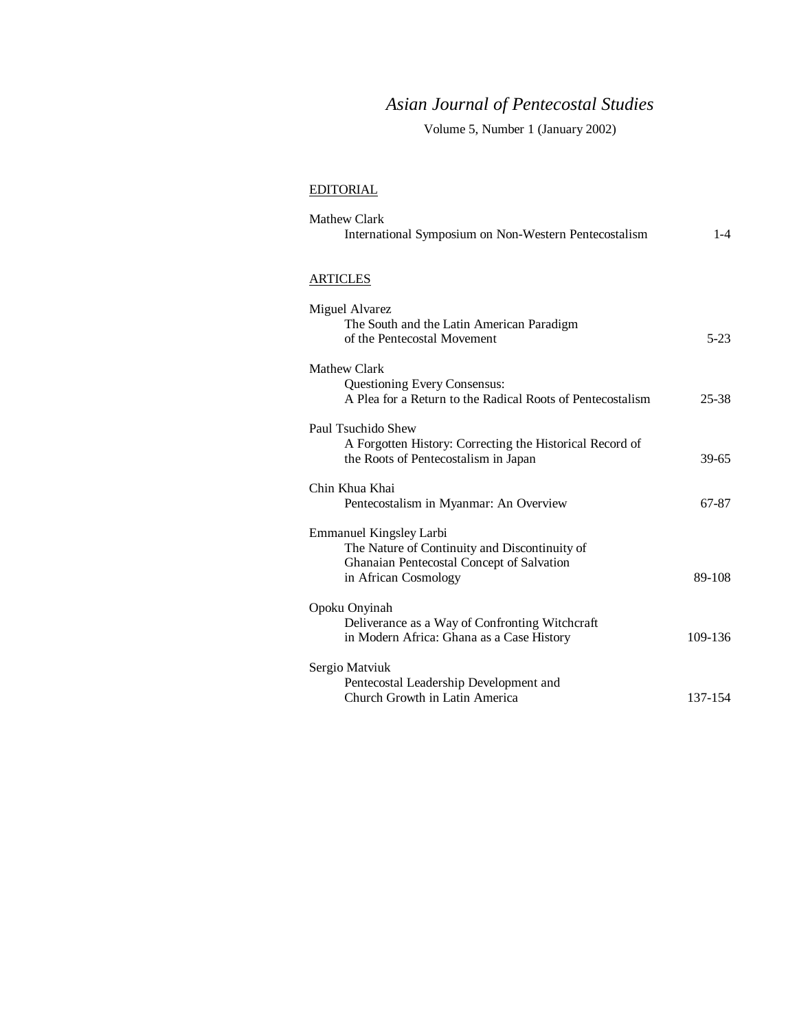# *Asian Journal of Pentecostal Studies*

Volume 5, Number 1 (January 2002)

## EDITORIAL

Mathew Clark
International Symposium on Non-Western Pentecostalism 1-4

## ARTICLES

Miguel Alvarez
The South and the Latin American Paradigm of the Pentecostal Movement 5-23

Mathew Clark
Questioning Every Consensus: A Plea for a Return to the Radical Roots of Pentecostalism 25-38

Paul Tsuchido Shew
A Forgotten History: Correcting the Historical Record of the Roots of Pentecostalism in Japan 39-65

Chin Khua Khai
Pentecostalism in Myanmar: An Overview 67-87

Emmanuel Kingsley Larbi
The Nature of Continuity and Discontinuity of Ghanaian Pentecostal Concept of Salvation in African Cosmology 89-108

Opoku Onyinah
Deliverance as a Way of Confronting Witchcraft in Modern Africa: Ghana as a Case History 109-136

Sergio Matviuk
Pentecostal Leadership Development and Church Growth in Latin America 137-154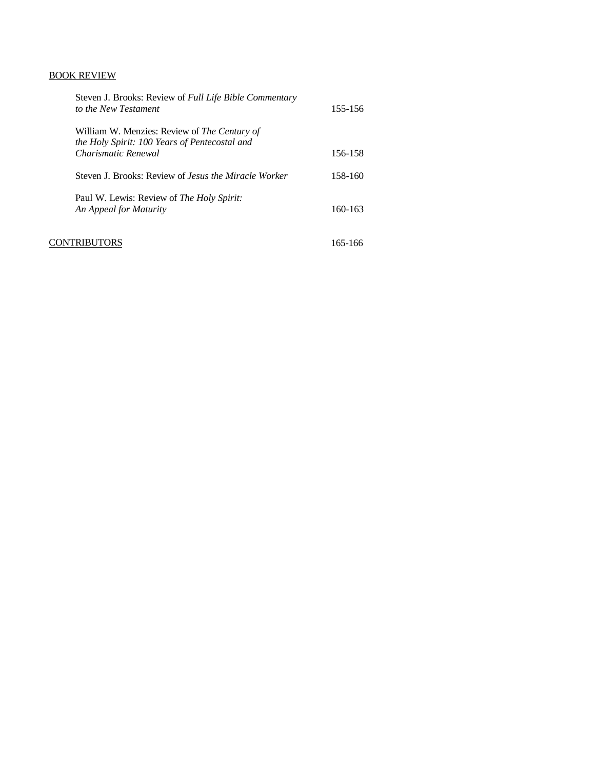BOOK REVIEW

Steven J. Brooks: Review of *Full Life Bible Commentary to the New Testament* 155-156

William W. Menzies: Review of *The Century of the Holy Spirit: 100 Years of Pentecostal and Charismatic Renewal* 156-158

Steven J. Brooks: Review of *Jesus the Miracle Worker* 158-160

Paul W. Lewis: Review of *The Holy Spirit: An Appeal for Maturity* 160-163

CONTRIBUTORS 165-166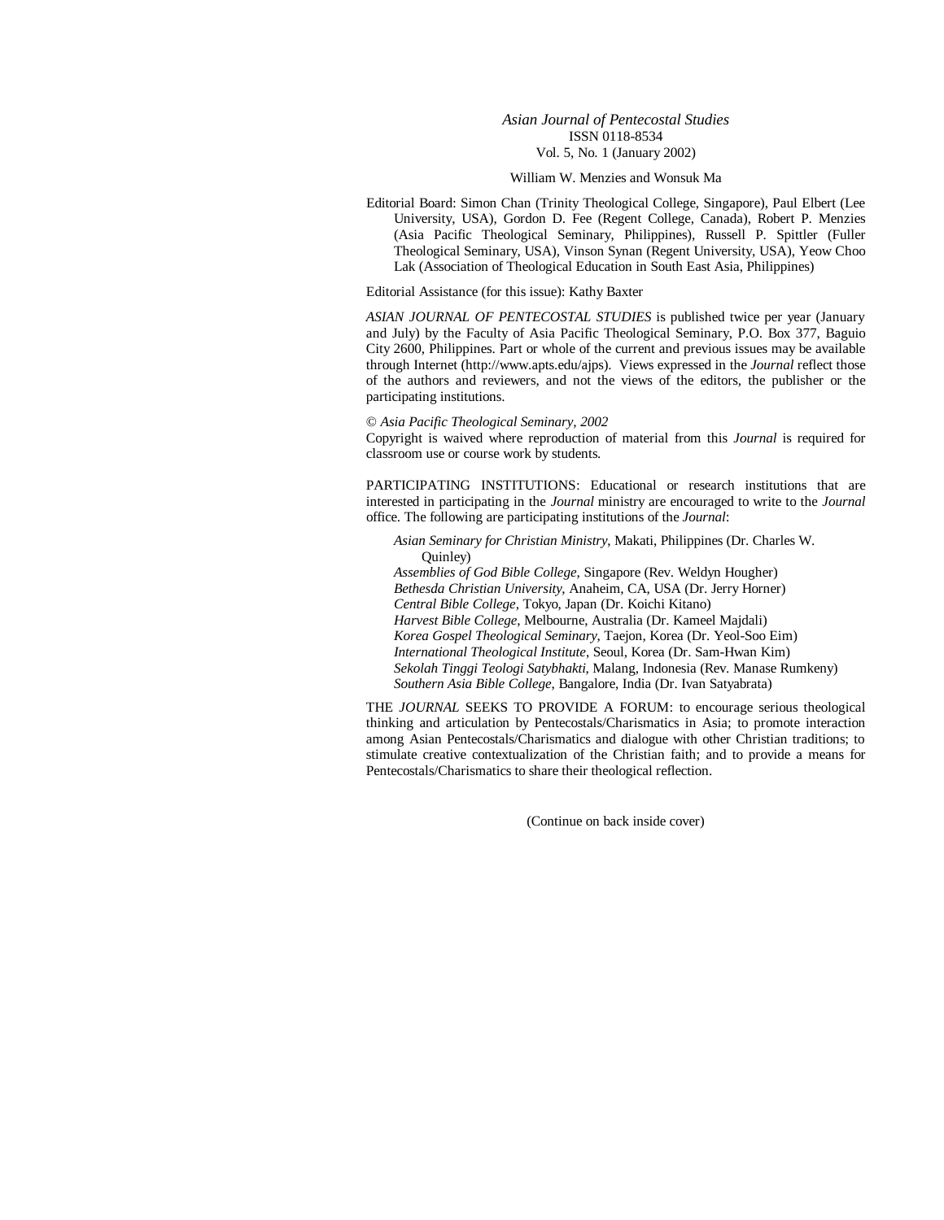*Asian Journal of Pentecostal Studies*
ISSN 0118-8534
Vol. 5, No. 1 (January 2002)

William W. Menzies and Wonsuk Ma

Editorial Board: Simon Chan (Trinity Theological College, Singapore), Paul Elbert (Lee University, USA), Gordon D. Fee (Regent College, Canada), Robert P. Menzies (Asia Pacific Theological Seminary, Philippines), Russell P. Spittler (Fuller Theological Seminary, USA), Vinson Synan (Regent University, USA), Yeow Choo Lak (Association of Theological Education in South East Asia, Philippines)

Editorial Assistance (for this issue): Kathy Baxter

*ASIAN JOURNAL OF PENTECOSTAL STUDIES* is published twice per year (January and July) by the Faculty of Asia Pacific Theological Seminary, P.O. Box 377, Baguio City 2600, Philippines. Part or whole of the current and previous issues may be available through Internet (http://www.apts.edu/ajps). Views expressed in the *Journal* reflect those of the authors and reviewers, and not the views of the editors, the publisher or the participating institutions.

© *Asia Pacific Theological Seminary, 2002*
Copyright is waived where reproduction of material from this *Journal* is required for classroom use or course work by students.

PARTICIPATING INSTITUTIONS: Educational or research institutions that are interested in participating in the *Journal* ministry are encouraged to write to the *Journal* office. The following are participating institutions of the *Journal*:

*Asian Seminary for Christian Ministry*, Makati, Philippines (Dr. Charles W. Quinley)
*Assemblies of God Bible College*, Singapore (Rev. Weldyn Hougher)
*Bethesda Christian University*, Anaheim, CA, USA (Dr. Jerry Horner)
*Central Bible College*, Tokyo, Japan (Dr. Koichi Kitano)
*Harvest Bible College*, Melbourne, Australia (Dr. Kameel Majdali)
*Korea Gospel Theological Seminary*, Taejon, Korea (Dr. Yeol-Soo Eim)
*International Theological Institute*, Seoul, Korea (Dr. Sam-Hwan Kim)
*Sekolah Tinggi Teologi Satybhakti*, Malang, Indonesia (Rev. Manase Rumkeny)
*Southern Asia Bible College*, Bangalore, India (Dr. Ivan Satyabrata)

THE *JOURNAL* SEEKS TO PROVIDE A FORUM: to encourage serious theological thinking and articulation by Pentecostals/Charismatics in Asia; to promote interaction among Asian Pentecostals/Charismatics and dialogue with other Christian traditions; to stimulate creative contextualization of the Christian faith; and to provide a means for Pentecostals/Charismatics to share their theological reflection.

(Continue on back inside cover)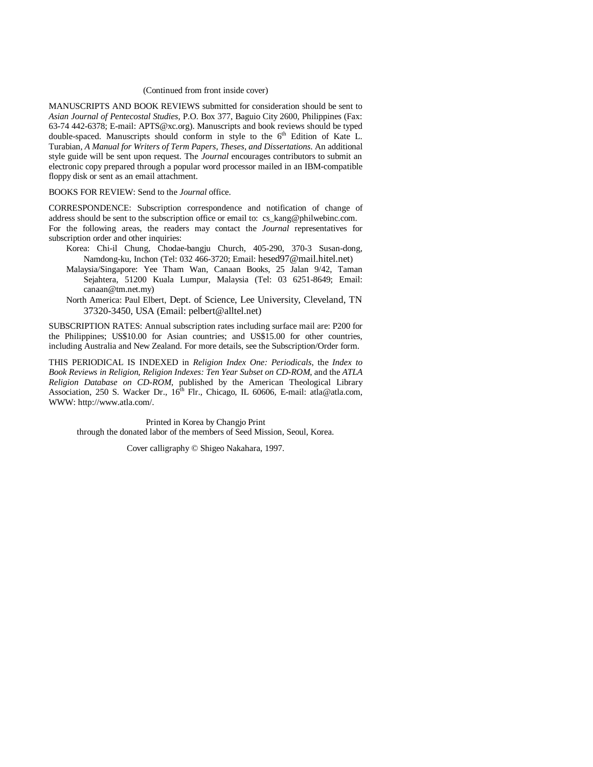(Continued from front inside cover)

MANUSCRIPTS AND BOOK REVIEWS submitted for consideration should be sent to *Asian Journal of Pentecostal Studies*, P.O. Box 377, Baguio City 2600, Philippines (Fax: 63-74 442-6378; E-mail: APTS@xc.org). Manuscripts and book reviews should be typed double-spaced. Manuscripts should conform in style to the 6th Edition of Kate L. Turabian, *A Manual for Writers of Term Papers, Theses, and Dissertations*. An additional style guide will be sent upon request. The *Journal* encourages contributors to submit an electronic copy prepared through a popular word processor mailed in an IBM-compatible floppy disk or sent as an email attachment.

BOOKS FOR REVIEW: Send to the *Journal* office.

CORRESPONDENCE: Subscription correspondence and notification of change of address should be sent to the subscription office or email to: cs_kang@philwebinc.com. For the following areas, the readers may contact the *Journal* representatives for subscription order and other inquiries:

- Korea: Chi-il Chung, Chodae-bangju Church, 405-290, 370-3 Susan-dong, Namdong-ku, Inchon (Tel: 032 466-3720; Email: hesed97@mail.hitel.net)
- Malaysia/Singapore: Yee Tham Wan, Canaan Books, 25 Jalan 9/42, Taman Sejahtera, 51200 Kuala Lumpur, Malaysia (Tel: 03 6251-8649; Email: canaan@tm.net.my)
- North America: Paul Elbert, Dept. of Science, Lee University, Cleveland, TN 37320-3450, USA (Email: pelbert@alltel.net)

SUBSCRIPTION RATES: Annual subscription rates including surface mail are: P200 for the Philippines; US$10.00 for Asian countries; and US$15.00 for other countries, including Australia and New Zealand. For more details, see the Subscription/Order form.

THIS PERIODICAL IS INDEXED in *Religion Index One: Periodicals*, the *Index to Book Reviews in Religion*, *Religion Indexes: Ten Year Subset on CD-ROM*, and the *ATLA Religion Database on CD-ROM*, published by the American Theological Library Association, 250 S. Wacker Dr., 16th Flr., Chicago, IL 60606, E-mail: atla@atla.com, WWW: http://www.atla.com/.

Printed in Korea by Changjo Print
through the donated labor of the members of Seed Mission, Seoul, Korea.

Cover calligraphy © Shigeo Nakahara, 1997.